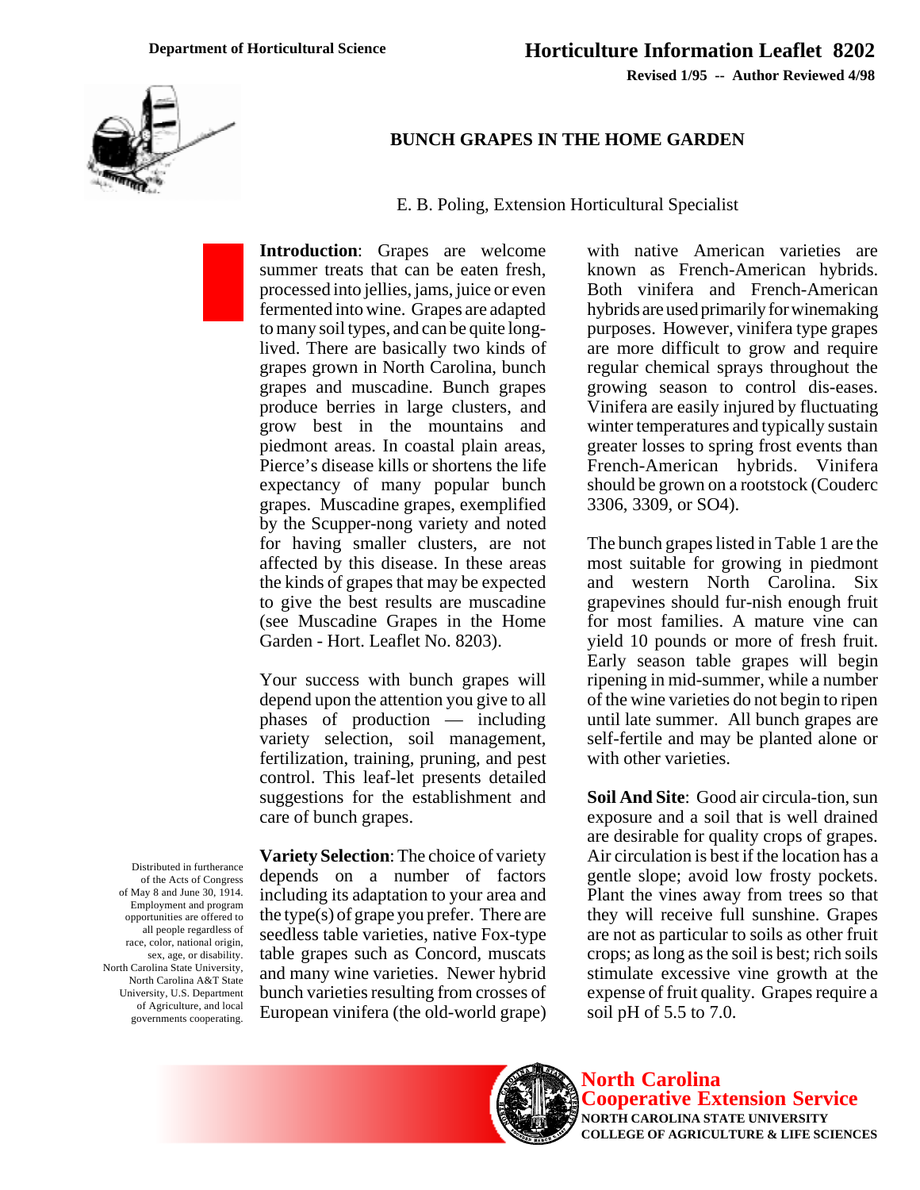**Department of Horticultural Science**

**Horticulture Information Leaflet 8202**

**Revised 1/95 -- Author Reviewed 4/98**

# BUNCH GRAPES IN THE HOME GARDEN

E. B. Poling, Extension Horticultural Specialist

**Introduction**: Grapes are welcome summer treats that can be eaten fresh, processed into jellies, jams, juice or even fermented into wine. Grapes are adapted to many soil types, and can be quite long-lived. There are basically two kinds of grapes grown in North Carolina, bunch grapes and muscadine. Bunch grapes produce berries in large clusters, and grow best in the mountains and piedmont areas. In coastal plain areas, Pierce's disease kills or shortens the life expectancy of many popular bunch grapes. Muscadine grapes, exemplified by the Scupper-nong variety and noted for having smaller clusters, are not affected by this disease. In these areas the kinds of grapes that may be expected to give the best results are muscadine (see Muscadine Grapes in the Home Garden - Hort. Leaflet No. 8203).

Your success with bunch grapes will depend upon the attention you give to all phases of production — including variety selection, soil management, fertilization, training, pruning, and pest control. This leaf-let presents detailed suggestions for the establishment and care of bunch grapes.

**Variety Selection**: The choice of variety depends on a number of factors including its adaptation to your area and the type(s) of grape you prefer. There are seedless table varieties, native Fox-type table grapes such as Concord, muscats and many wine varieties. Newer hybrid bunch varieties resulting from crosses of European vinifera (the old-world grape) with native American varieties are known as French-American hybrids. Both vinifera and French-American hybrids are used primarily for winemaking purposes. However, vinifera type grapes are more difficult to grow and require regular chemical sprays throughout the growing season to control dis-eases. Vinifera are easily injured by fluctuating winter temperatures and typically sustain greater losses to spring frost events than French-American hybrids. Vinifera should be grown on a rootstock (Couderc 3306, 3309, or SO4).

The bunch grapes listed in Table 1 are the most suitable for growing in piedmont and western North Carolina. Six grapevines should fur-nish enough fruit for most families. A mature vine can yield 10 pounds or more of fresh fruit. Early season table grapes will begin ripening in mid-summer, while a number of the wine varieties do not begin to ripen until late summer. All bunch grapes are self-fertile and may be planted alone or with other varieties.

**Soil And Site**: Good air circula-tion, sun exposure and a soil that is well drained are desirable for quality crops of grapes. Air circulation is best if the location has a gentle slope; avoid low frosty pockets. Plant the vines away from trees so that they will receive full sunshine. Grapes are not as particular to soils as other fruit crops; as long as the soil is best; rich soils stimulate excessive vine growth at the expense of fruit quality. Grapes require a soil pH of 5.5 to 7.0.

Distributed in furtherance of the Acts of Congress of May 8 and June 30, 1914. Employment and program opportunities are offered to all people regardless of race, color, national origin, sex, age, or disability. North Carolina State University, North Carolina A&T State University, U.S. Department of Agriculture, and local governments cooperating.

**North Carolina Cooperative Extension Service**
**NORTH CAROLINA STATE UNIVERSITY**
**COLLEGE OF AGRICULTURE & LIFE SCIENCES**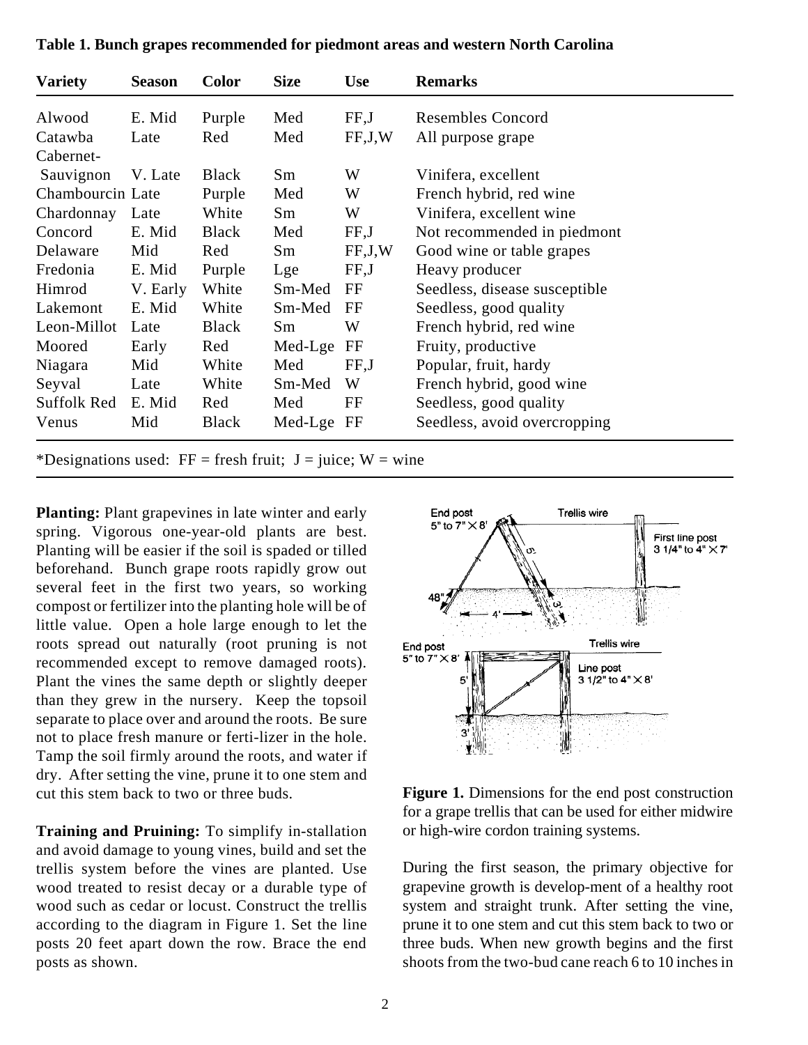**Table 1. Bunch grapes recommended for piedmont areas and western North Carolina**

| Variety | Season | Color | Size | Use | Remarks |
|---|---|---|---|---|---|
| Alwood | E. Mid | Purple | Med | FF,J | Resembles Concord |
| Catawba | Late | Red | Med | FF,J,W | All purpose grape |
| Cabernet-Sauvignon | V. Late | Black | Sm | W | Vinifera, excellent |
| Chambourcin | Late | Purple | Med | W | French hybrid, red wine |
| Chardonnay | Late | White | Sm | W | Vinifera, excellent wine |
| Concord | E. Mid | Black | Med | FF,J | Not recommended in piedmont |
| Delaware | Mid | Red | Sm | FF,J,W | Good wine or table grapes |
| Fredonia | E. Mid | Purple | Lge | FF,J | Heavy producer |
| Himrod | V. Early | White | Sm-Med | FF | Seedless, disease susceptible |
| Lakemont | E. Mid | White | Sm-Med | FF | Seedless, good quality |
| Leon-Millot | Late | Black | Sm | W | French hybrid, red wine |
| Moored | Early | Red | Med-Lge | FF | Fruity, productive |
| Niagara | Mid | White | Med | FF,J | Popular, fruit, hardy |
| Seyval | Late | White | Sm-Med | W | French hybrid, good wine |
| Suffolk Red | E. Mid | Red | Med | FF | Seedless, good quality |
| Venus | Mid | Black | Med-Lge | FF | Seedless, avoid overcropping |

*Designations used: FF = fresh fruit; J = juice; W = wine

**Planting:** Plant grapevines in late winter and early spring. Vigorous one-year-old plants are best. Planting will be easier if the soil is spaded or tilled beforehand. Bunch grape roots rapidly grow out several feet in the first two years, so working compost or fertilizer into the planting hole will be of little value. Open a hole large enough to let the roots spread out naturally (root pruning is not recommended except to remove damaged roots). Plant the vines the same depth or slightly deeper than they grew in the nursery. Keep the topsoil separate to place over and around the roots. Be sure not to place fresh manure or ferti-lizer in the hole. Tamp the soil firmly around the roots, and water if dry. After setting the vine, prune it to one stem and cut this stem back to two or three buds.

**Training and Pruning:** To simplify in-stallation and avoid damage to young vines, build and set the trellis system before the vines are planted. Use wood treated to resist decay or a durable type of wood such as cedar or locust. Construct the trellis according to the diagram in Figure 1. Set the line posts 20 feet apart down the row. Brace the end posts as shown.

**Figure 1.** Dimensions for the end post construction for a grape trellis that can be used for either midwire or high-wire cordon training systems.

During the first season, the primary objective for grapevine growth is develop-ment of a healthy root system and straight trunk. After setting the vine, prune it to one stem and cut this stem back to two or three buds. When new growth begins and the first shoots from the two-bud cane reach 6 to 10 inches in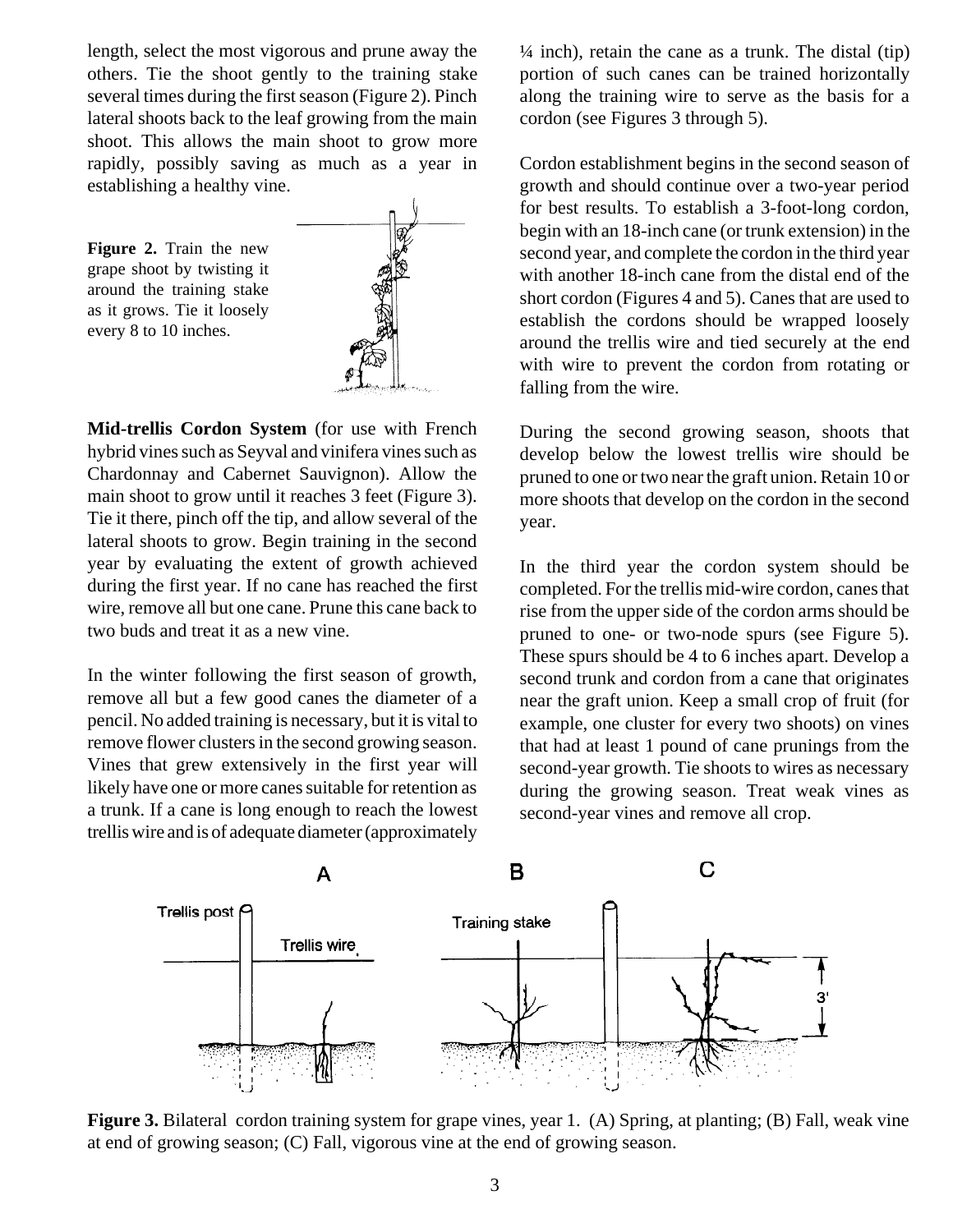length, select the most vigorous and prune away the others. Tie the shoot gently to the training stake several times during the first season (Figure 2). Pinch lateral shoots back to the leaf growing from the main shoot. This allows the main shoot to grow more rapidly, possibly saving as much as a year in establishing a healthy vine.

**Figure 2.** Train the new grape shoot by twisting it around the training stake as it grows. Tie it loosely every 8 to 10 inches.

**Mid-trellis Cordon System** (for use with French hybrid vines such as Seyval and vinifera vines such as Chardonnay and Cabernet Sauvignon). Allow the main shoot to grow until it reaches 3 feet (Figure 3). Tie it there, pinch off the tip, and allow several of the lateral shoots to grow. Begin training in the second year by evaluating the extent of growth achieved during the first year. If no cane has reached the first wire, remove all but one cane. Prune this cane back to two buds and treat it as a new vine.

In the winter following the first season of growth, remove all but a few good canes the diameter of a pencil. No added training is necessary, but it is vital to remove flower clusters in the second growing season. Vines that grew extensively in the first year will likely have one or more canes suitable for retention as a trunk. If a cane is long enough to reach the lowest trellis wire and is of adequate diameter (approximately ¼ inch), retain the cane as a trunk. The distal (tip) portion of such canes can be trained horizontally along the training wire to serve as the basis for a cordon (see Figures 3 through 5).

Cordon establishment begins in the second season of growth and should continue over a two-year period for best results. To establish a 3-foot-long cordon, begin with an 18-inch cane (or trunk extension) in the second year, and complete the cordon in the third year with another 18-inch cane from the distal end of the short cordon (Figures 4 and 5). Canes that are used to establish the cordons should be wrapped loosely around the trellis wire and tied securely at the end with wire to prevent the cordon from rotating or falling from the wire.

During the second growing season, shoots that develop below the lowest trellis wire should be pruned to one or two near the graft union. Retain 10 or more shoots that develop on the cordon in the second year.

In the third year the cordon system should be completed. For the trellis mid-wire cordon, canes that rise from the upper side of the cordon arms should be pruned to one- or two-node spurs (see Figure 5). These spurs should be 4 to 6 inches apart. Develop a second trunk and cordon from a cane that originates near the graft union. Keep a small crop of fruit (for example, one cluster for every two shoots) on vines that had at least 1 pound of cane prunings from the second-year growth. Tie shoots to wires as necessary during the growing season. Treat weak vines as second-year vines and remove all crop.

**Figure 3.** Bilateral cordon training system for grape vines, year 1. (A) Spring, at planting; (B) Fall, weak vine at end of growing season; (C) Fall, vigorous vine at the end of growing season.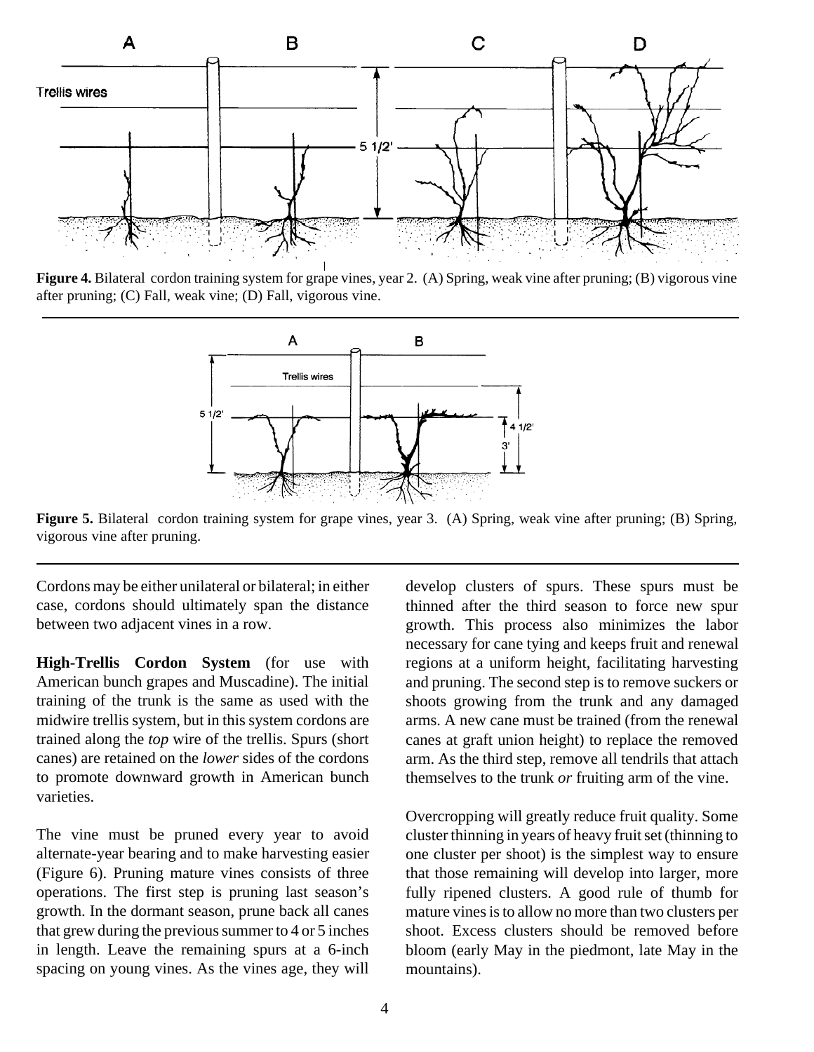**Figure 4.** Bilateral cordon training system for grape vines, year 2. (A) Spring, weak vine after pruning; (B) vigorous vine after pruning; (C) Fall, weak vine; (D) Fall, vigorous vine.

**Figure 5.** Bilateral cordon training system for grape vines, year 3. (A) Spring, weak vine after pruning; (B) Spring, vigorous vine after pruning.

Cordons may be either unilateral or bilateral; in either case, cordons should ultimately span the distance between two adjacent vines in a row.

**High-Trellis Cordon System** (for use with American bunch grapes and Muscadine). The initial training of the trunk is the same as used with the midwire trellis system, but in this system cordons are trained along the *top* wire of the trellis. Spurs (short canes) are retained on the *lower* sides of the cordons to promote downward growth in American bunch varieties.

The vine must be pruned every year to avoid alternate-year bearing and to make harvesting easier (Figure 6). Pruning mature vines consists of three operations. The first step is pruning last season's growth. In the dormant season, prune back all canes that grew during the previous summer to 4 or 5 inches in length. Leave the remaining spurs at a 6-inch spacing on young vines. As the vines age, they will develop clusters of spurs. These spurs must be thinned after the third season to force new spur growth. This process also minimizes the labor necessary for cane tying and keeps fruit and renewal regions at a uniform height, facilitating harvesting and pruning. The second step is to remove suckers or shoots growing from the trunk and any damaged arms. A new cane must be trained (from the renewal canes at graft union height) to replace the removed arm. As the third step, remove all tendrils that attach themselves to the trunk *or* fruiting arm of the vine.

Overcropping will greatly reduce fruit quality. Some cluster thinning in years of heavy fruit set (thinning to one cluster per shoot) is the simplest way to ensure that those remaining will develop into larger, more fully ripened clusters. A good rule of thumb for mature vines is to allow no more than two clusters per shoot. Excess clusters should be removed before bloom (early May in the piedmont, late May in the mountains).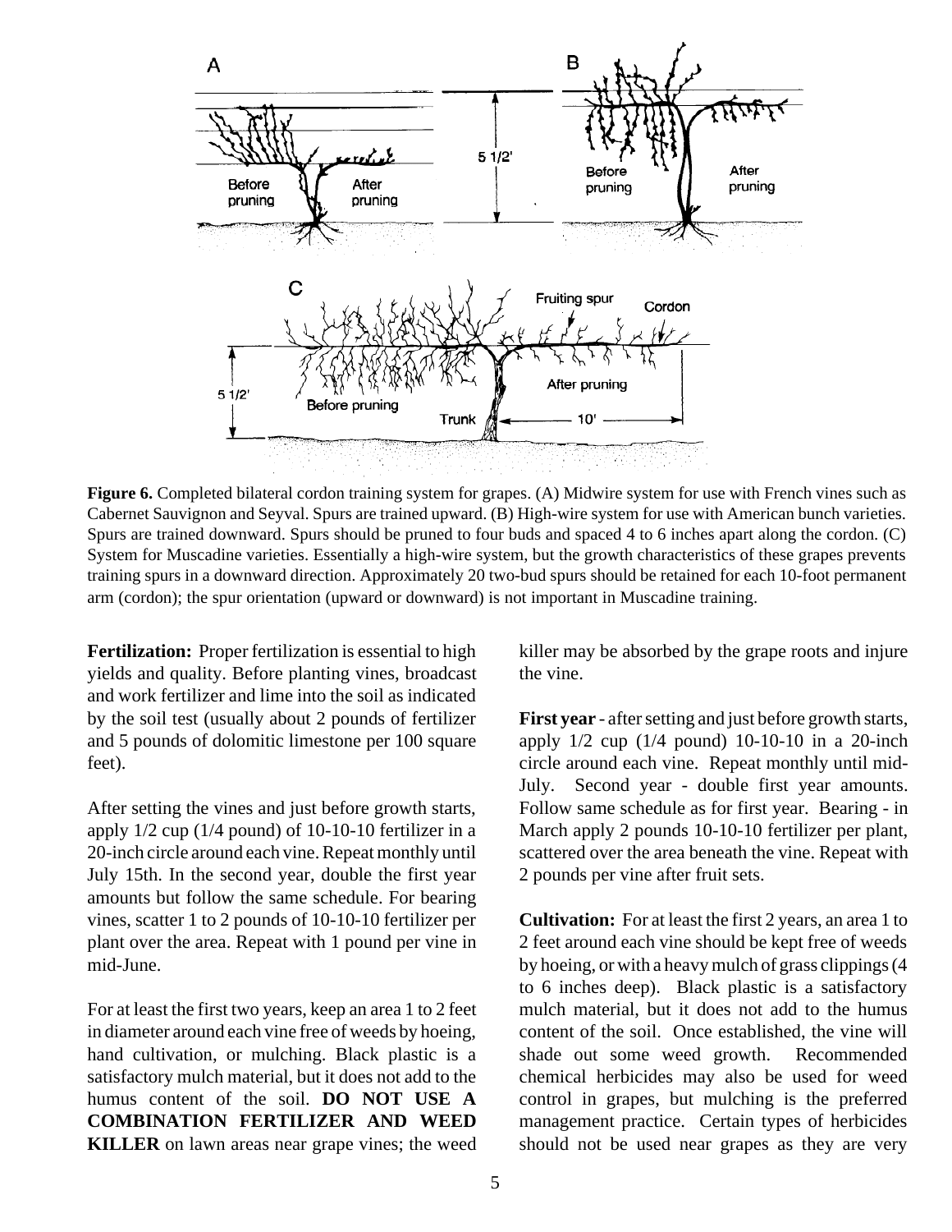**Figure 6.** Completed bilateral cordon training system for grapes. (A) Midwire system for use with French vines such as Cabernet Sauvignon and Seyval. Spurs are trained upward. (B) High-wire system for use with American bunch varieties. Spurs are trained downward. Spurs should be pruned to four buds and spaced 4 to 6 inches apart along the cordon. (C) System for Muscadine varieties. Essentially a high-wire system, but the growth characteristics of these grapes prevents training spurs in a downward direction. Approximately 20 two-bud spurs should be retained for each 10-foot permanent arm (cordon); the spur orientation (upward or downward) is not important in Muscadine training.

**Fertilization:** Proper fertilization is essential to high yields and quality. Before planting vines, broadcast and work fertilizer and lime into the soil as indicated by the soil test (usually about 2 pounds of fertilizer and 5 pounds of dolomitic limestone per 100 square feet).

After setting the vines and just before growth starts, apply 1/2 cup (1/4 pound) of 10-10-10 fertilizer in a 20-inch circle around each vine. Repeat monthly until July 15th. In the second year, double the first year amounts but follow the same schedule. For bearing vines, scatter 1 to 2 pounds of 10-10-10 fertilizer per plant over the area. Repeat with 1 pound per vine in mid-June.

For at least the first two years, keep an area 1 to 2 feet in diameter around each vine free of weeds by hoeing, hand cultivation, or mulching. Black plastic is a satisfactory mulch material, but it does not add to the humus content of the soil. **DO NOT USE A COMBINATION FERTILIZER AND WEED KILLER** on lawn areas near grape vines; the weed killer may be absorbed by the grape roots and injure the vine.

**First year** - after setting and just before growth starts, apply 1/2 cup (1/4 pound) 10-10-10 in a 20-inch circle around each vine. Repeat monthly until mid-July. Second year - double first year amounts. Follow same schedule as for first year. Bearing - in March apply 2 pounds 10-10-10 fertilizer per plant, scattered over the area beneath the vine. Repeat with 2 pounds per vine after fruit sets.

**Cultivation:** For at least the first 2 years, an area 1 to 2 feet around each vine should be kept free of weeds by hoeing, or with a heavy mulch of grass clippings (4 to 6 inches deep). Black plastic is a satisfactory mulch material, but it does not add to the humus content of the soil. Once established, the vine will shade out some weed growth. Recommended chemical herbicides may also be used for weed control in grapes, but mulching is the preferred management practice. Certain types of herbicides should not be used near grapes as they are very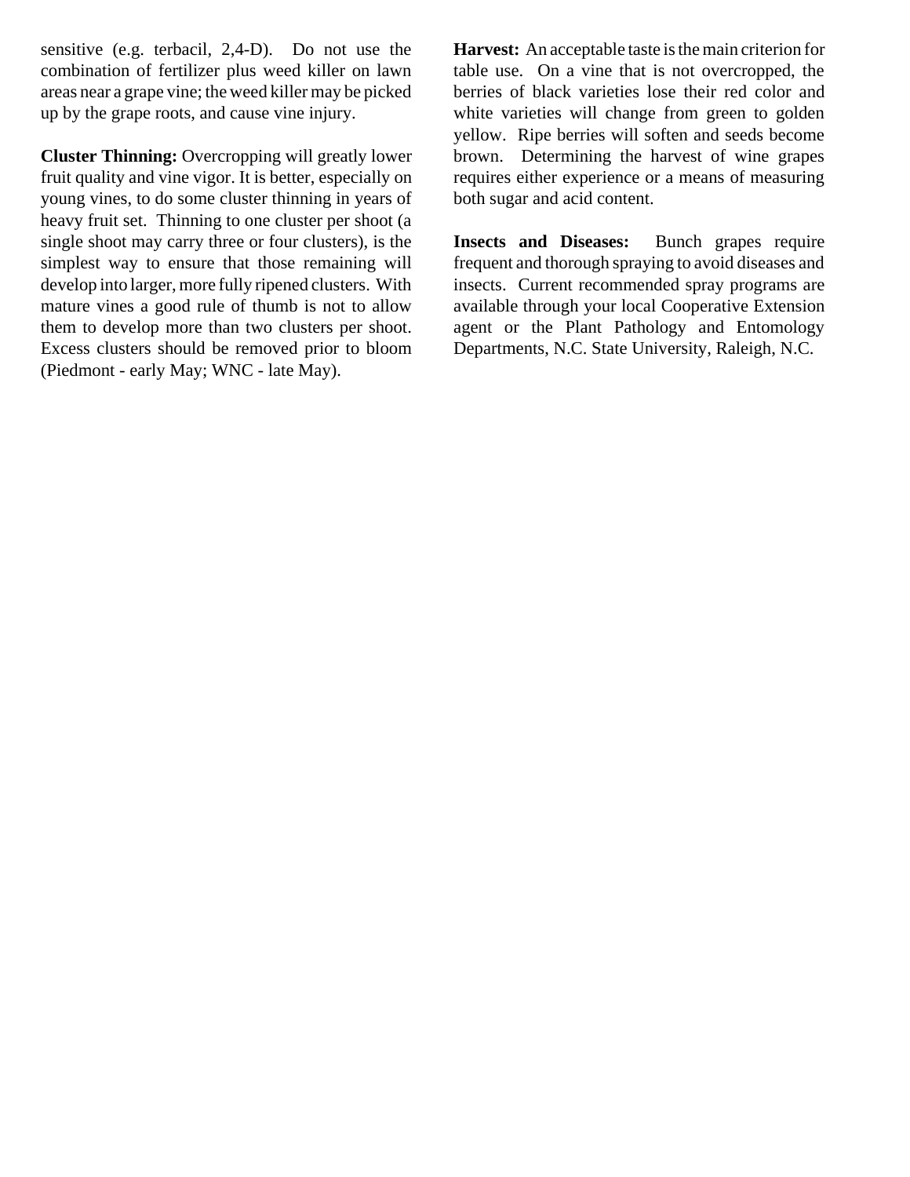sensitive (e.g. terbacil, 2,4-D). Do not use the combination of fertilizer plus weed killer on lawn areas near a grape vine; the weed killer may be picked up by the grape roots, and cause vine injury.

**Cluster Thinning:** Overcropping will greatly lower fruit quality and vine vigor. It is better, especially on young vines, to do some cluster thinning in years of heavy fruit set. Thinning to one cluster per shoot (a single shoot may carry three or four clusters), is the simplest way to ensure that those remaining will develop into larger, more fully ripened clusters. With mature vines a good rule of thumb is not to allow them to develop more than two clusters per shoot. Excess clusters should be removed prior to bloom (Piedmont - early May; WNC - late May).

**Harvest:** An acceptable taste is the main criterion for table use. On a vine that is not overcropped, the berries of black varieties lose their red color and white varieties will change from green to golden yellow. Ripe berries will soften and seeds become brown. Determining the harvest of wine grapes requires either experience or a means of measuring both sugar and acid content.

**Insects and Diseases:** Bunch grapes require frequent and thorough spraying to avoid diseases and insects. Current recommended spray programs are available through your local Cooperative Extension agent or the Plant Pathology and Entomology Departments, N.C. State University, Raleigh, N.C.